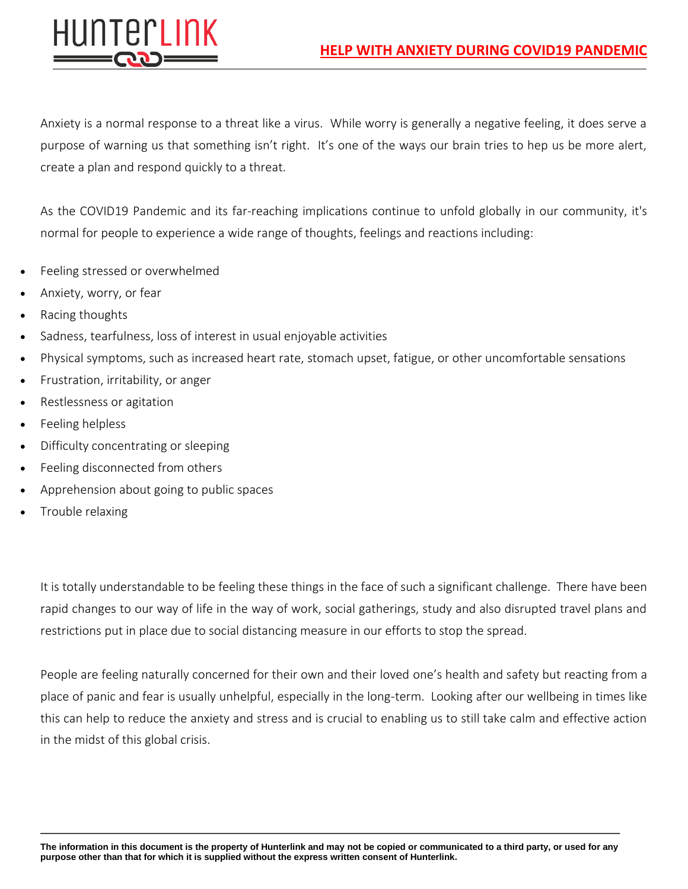# HELP WITH ANXIETY DURING COVID19 PANDEMIC

Anxiety is a normal response to a threat like a virus. While worry is generally a negative feeling, it does serve a purpose of warning us that something isn't right. It's one of the ways our brain tries to hep us be more alert, create a plan and respond quickly to a threat.

As the COVID19 Pandemic and its far-reaching implications continue to unfold globally in our community, it's normal for people to experience a wide range of thoughts, feelings and reactions including:

- Feeling stressed or overwhelmed
- Anxiety, worry, or fear
- Racing thoughts
- Sadness, tearfulness, loss of interest in usual enjoyable activities
- Physical symptoms, such as increased heart rate, stomach upset, fatigue, or other uncomfortable sensations
- Frustration, irritability, or anger
- Restlessness or agitation
- Feeling helpless
- Difficulty concentrating or sleeping
- Feeling disconnected from others
- Apprehension about going to public spaces
- Trouble relaxing

It is totally understandable to be feeling these things in the face of such a significant challenge. There have been rapid changes to our way of life in the way of work, social gatherings, study and also disrupted travel plans and restrictions put in place due to social distancing measure in our efforts to stop the spread.

People are feeling naturally concerned for their own and their loved one's health and safety but reacting from a place of panic and fear is usually unhelpful, especially in the long-term. Looking after our wellbeing in times like this can help to reduce the anxiety and stress and is crucial to enabling us to still take calm and effective action in the midst of this global crisis.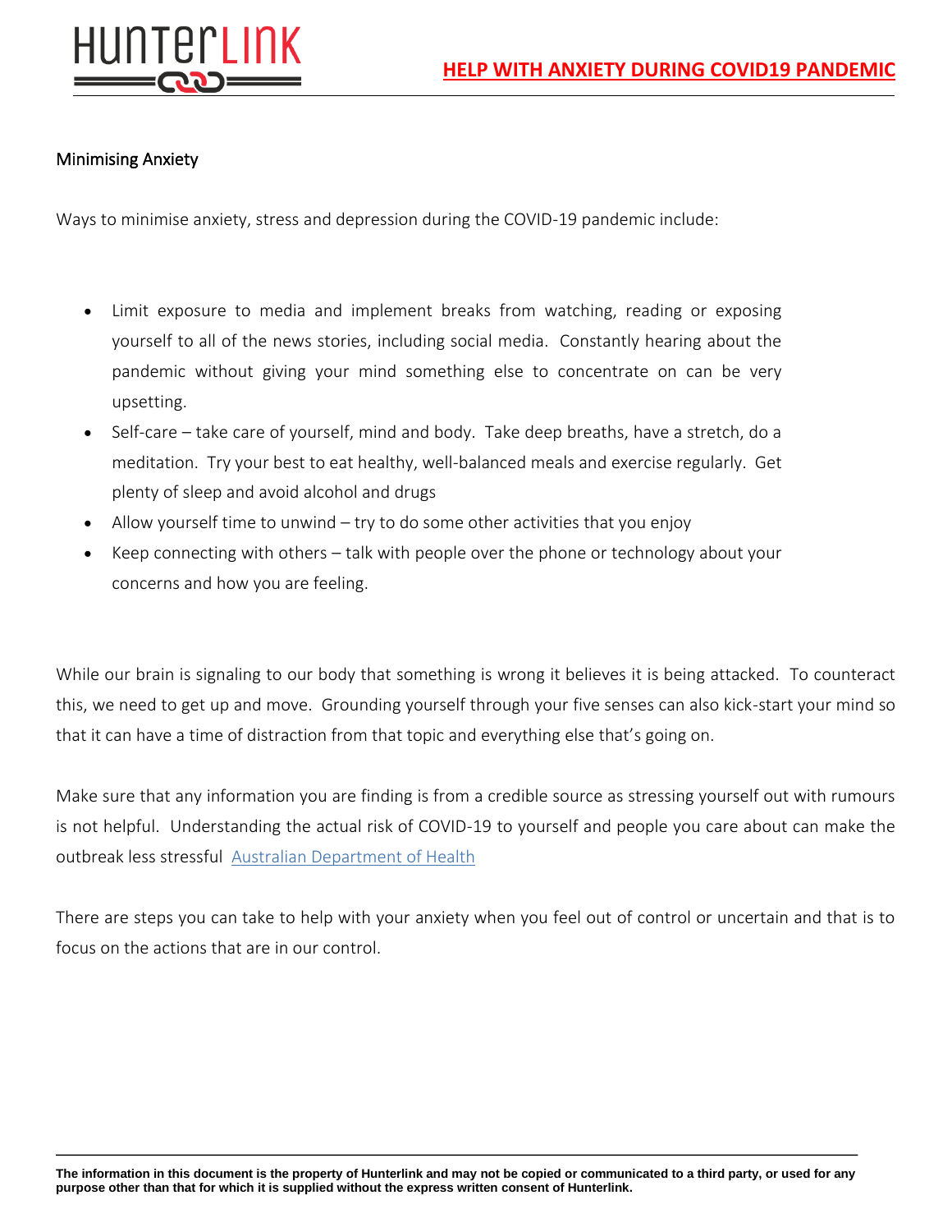## Minimising Anxiety

Ways to minimise anxiety, stress and depression during the COVID-19 pandemic include:

- Limit exposure to media and implement breaks from watching, reading or exposing yourself to all of the news stories, including social media. Constantly hearing about the pandemic without giving your mind something else to concentrate on can be very upsetting.
- Self-care – take care of yourself, mind and body. Take deep breaths, have a stretch, do a meditation. Try your best to eat healthy, well-balanced meals and exercise regularly. Get plenty of sleep and avoid alcohol and drugs
- Allow yourself time to unwind – try to do some other activities that you enjoy
- Keep connecting with others – talk with people over the phone or technology about your concerns and how you are feeling.

While our brain is signaling to our body that something is wrong it believes it is being attacked. To counteract this, we need to get up and move. Grounding yourself through your five senses can also kick-start your mind so that it can have a time of distraction from that topic and everything else that's going on.

Make sure that any information you are finding is from a credible source as stressing yourself out with rumours is not helpful. Understanding the actual risk of COVID-19 to yourself and people you care about can make the outbreak less stressful [Australian Department of Health]

There are steps you can take to help with your anxiety when you feel out of control or uncertain and that is to focus on the actions that are in our control.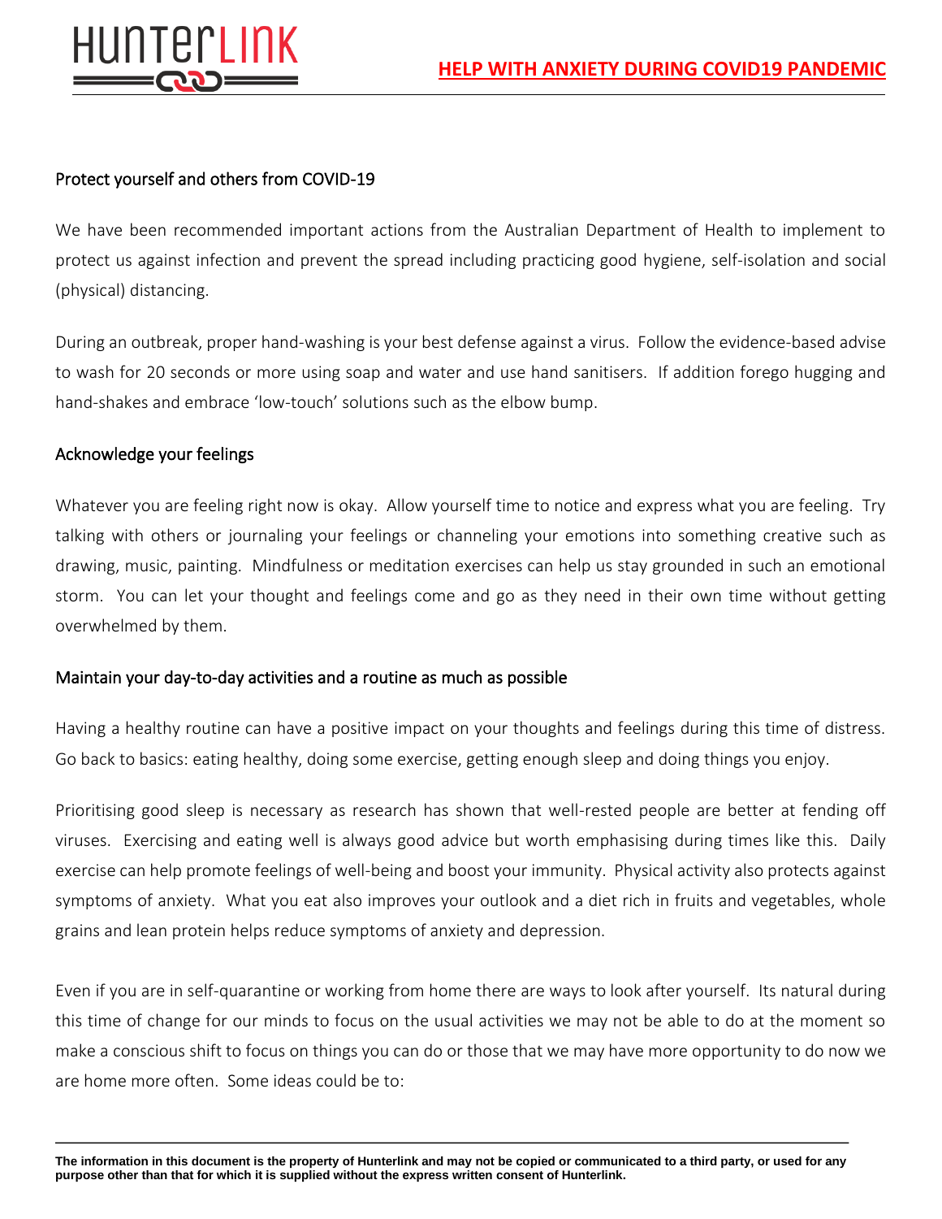## Protect yourself and others from COVID-19

We have been recommended important actions from the Australian Department of Health to implement to protect us against infection and prevent the spread including practicing good hygiene, self-isolation and social (physical) distancing.

During an outbreak, proper hand-washing is your best defense against a virus. Follow the evidence-based advise to wash for 20 seconds or more using soap and water and use hand sanitisers. If addition forego hugging and hand-shakes and embrace 'low-touch' solutions such as the elbow bump.

## Acknowledge your feelings

Whatever you are feeling right now is okay. Allow yourself time to notice and express what you are feeling. Try talking with others or journaling your feelings or channeling your emotions into something creative such as drawing, music, painting. Mindfulness or meditation exercises can help us stay grounded in such an emotional storm. You can let your thought and feelings come and go as they need in their own time without getting overwhelmed by them.

## Maintain your day-to-day activities and a routine as much as possible

Having a healthy routine can have a positive impact on your thoughts and feelings during this time of distress. Go back to basics: eating healthy, doing some exercise, getting enough sleep and doing things you enjoy.

Prioritising good sleep is necessary as research has shown that well-rested people are better at fending off viruses. Exercising and eating well is always good advice but worth emphasising during times like this. Daily exercise can help promote feelings of well-being and boost your immunity. Physical activity also protects against symptoms of anxiety. What you eat also improves your outlook and a diet rich in fruits and vegetables, whole grains and lean protein helps reduce symptoms of anxiety and depression.

Even if you are in self-quarantine or working from home there are ways to look after yourself. Its natural during this time of change for our minds to focus on the usual activities we may not be able to do at the moment so make a conscious shift to focus on things you can do or those that we may have more opportunity to do now we are home more often. Some ideas could be to: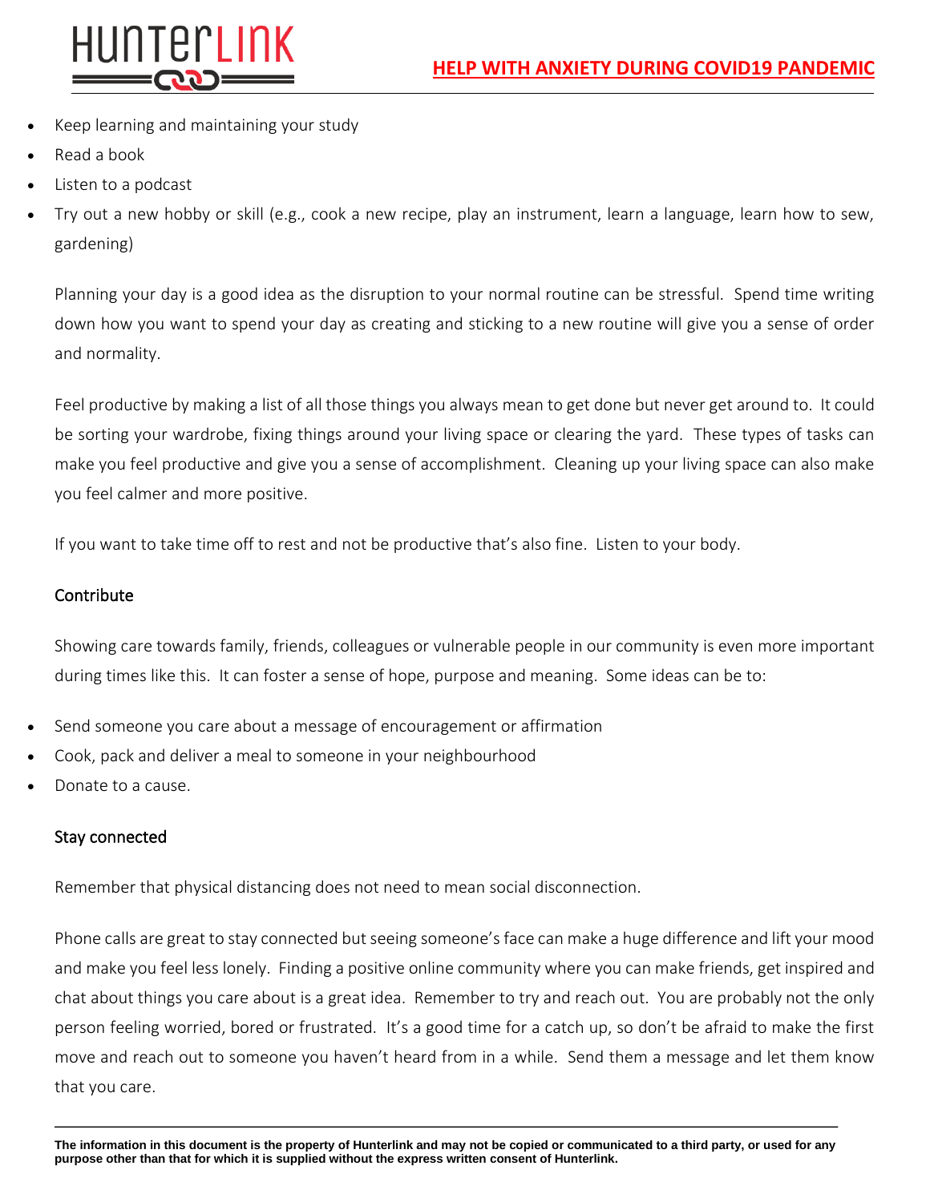- Keep learning and maintaining your study
- Read a book
- Listen to a podcast
- Try out a new hobby or skill (e.g., cook a new recipe, play an instrument, learn a language, learn how to sew, gardening)

Planning your day is a good idea as the disruption to your normal routine can be stressful. Spend time writing down how you want to spend your day as creating and sticking to a new routine will give you a sense of order and normality.

Feel productive by making a list of all those things you always mean to get done but never get around to. It could be sorting your wardrobe, fixing things around your living space or clearing the yard. These types of tasks can make you feel productive and give you a sense of accomplishment. Cleaning up your living space can also make you feel calmer and more positive.

If you want to take time off to rest and not be productive that's also fine. Listen to your body.

## Contribute

Showing care towards family, friends, colleagues or vulnerable people in our community is even more important during times like this. It can foster a sense of hope, purpose and meaning. Some ideas can be to:

- Send someone you care about a message of encouragement or affirmation
- Cook, pack and deliver a meal to someone in your neighbourhood
- Donate to a cause.

## Stay connected

Remember that physical distancing does not need to mean social disconnection.

Phone calls are great to stay connected but seeing someone's face can make a huge difference and lift your mood and make you feel less lonely. Finding a positive online community where you can make friends, get inspired and chat about things you care about is a great idea. Remember to try and reach out. You are probably not the only person feeling worried, bored or frustrated. It's a good time for a catch up, so don't be afraid to make the first move and reach out to someone you haven't heard from in a while. Send them a message and let them know that you care.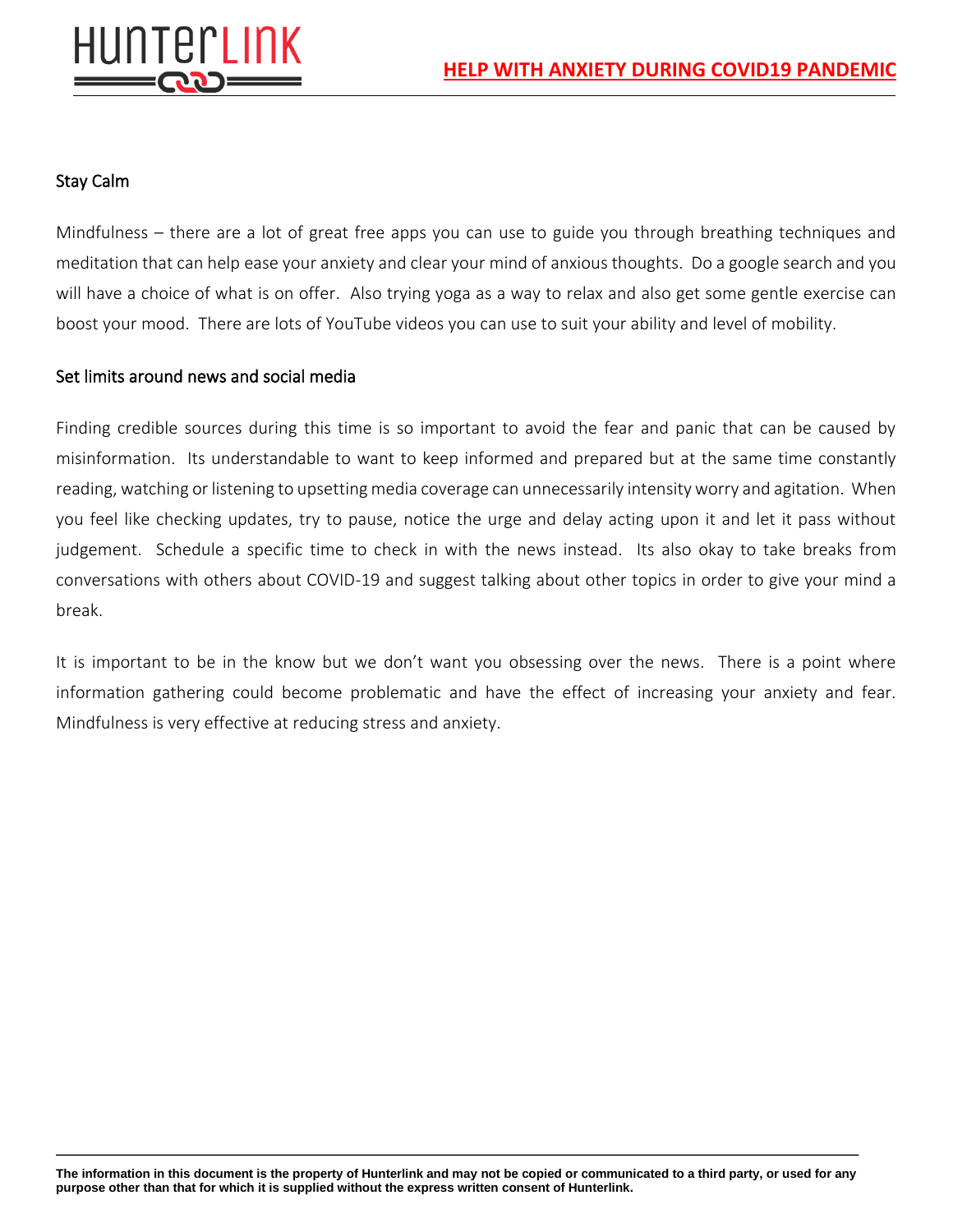## Stay Calm

Mindfulness – there are a lot of great free apps you can use to guide you through breathing techniques and meditation that can help ease your anxiety and clear your mind of anxious thoughts. Do a google search and you will have a choice of what is on offer. Also trying yoga as a way to relax and also get some gentle exercise can boost your mood. There are lots of YouTube videos you can use to suit your ability and level of mobility.

## Set limits around news and social media

Finding credible sources during this time is so important to avoid the fear and panic that can be caused by misinformation. Its understandable to want to keep informed and prepared but at the same time constantly reading, watching or listening to upsetting media coverage can unnecessarily intensity worry and agitation. When you feel like checking updates, try to pause, notice the urge and delay acting upon it and let it pass without judgement. Schedule a specific time to check in with the news instead. Its also okay to take breaks from conversations with others about COVID-19 and suggest talking about other topics in order to give your mind a break.

It is important to be in the know but we don't want you obsessing over the news. There is a point where information gathering could become problematic and have the effect of increasing your anxiety and fear. Mindfulness is very effective at reducing stress and anxiety.